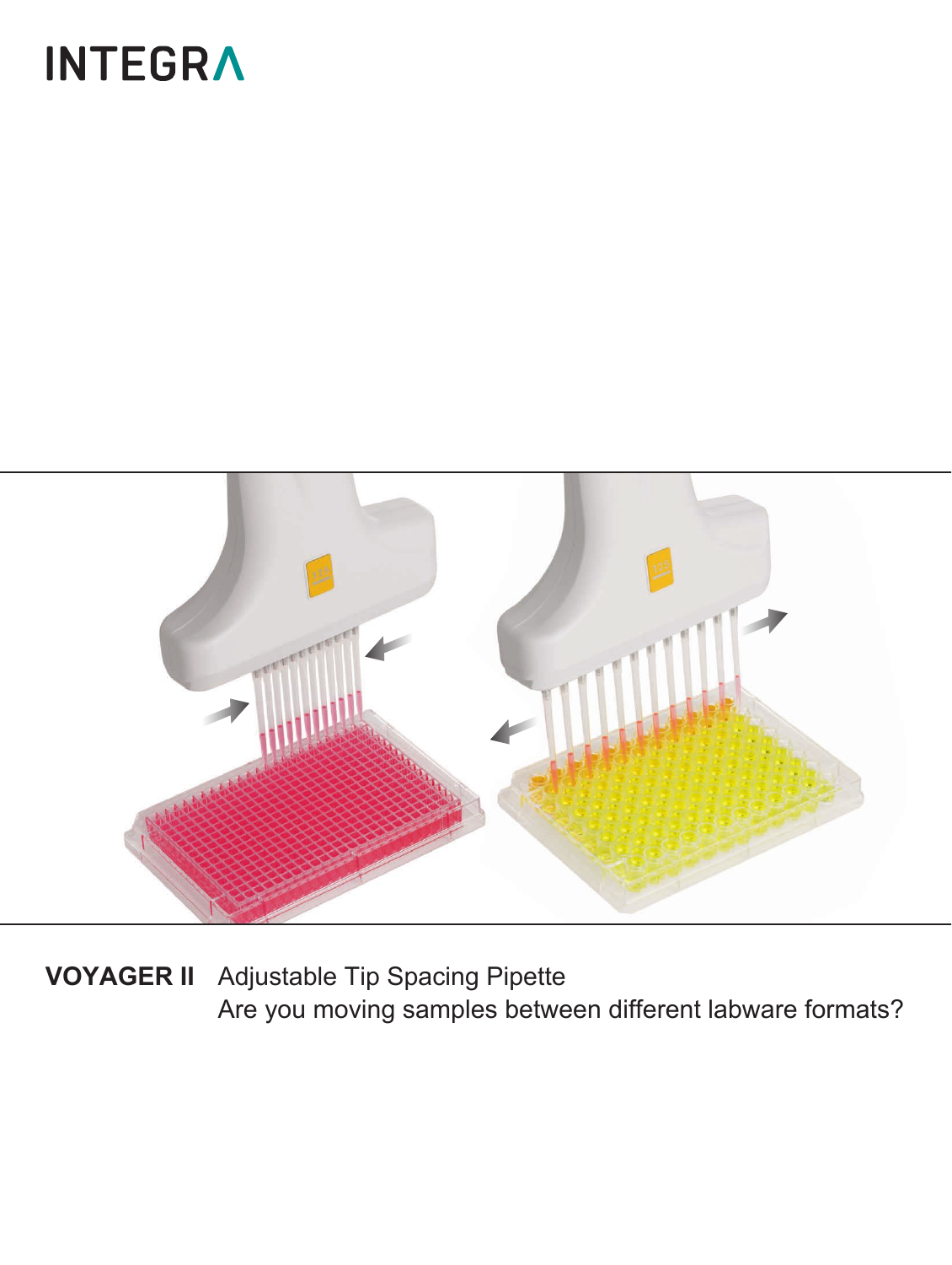# INTEGRA

**VOYAGER II** Adjustable Tip Spacing Pipette

Are you moving samples between different labware formats?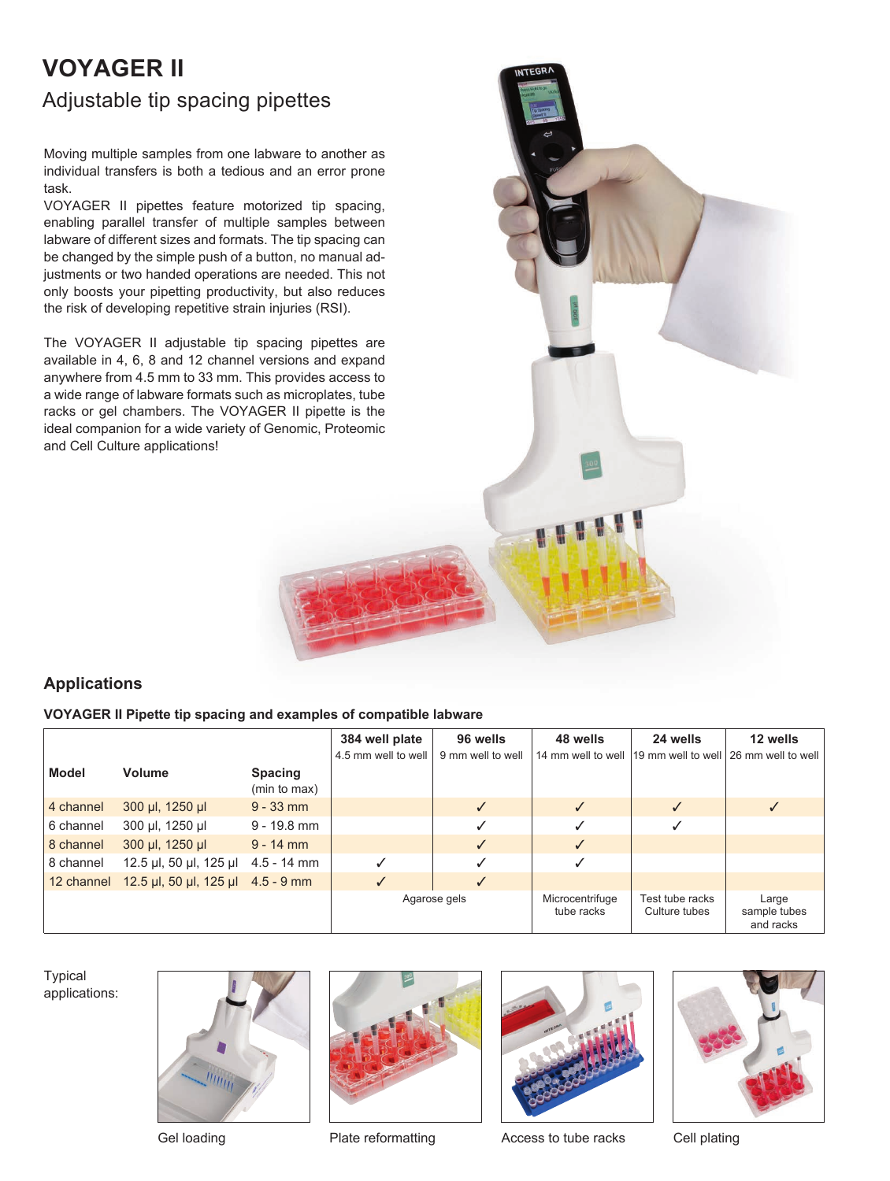# VOYAGER II

## Adjustable tip spacing pipettes

Moving multiple samples from one labware to another as individual transfers is both a tedious and an error prone task.

VOYAGER II pipettes feature motorized tip spacing, enabling parallel transfer of multiple samples between labware of different sizes and formats. The tip spacing can be changed by the simple push of a button, no manual adjustments or two handed operations are needed. This not only boosts your pipetting productivity, but also reduces the risk of developing repetitive strain injuries (RSI).

The VOYAGER II adjustable tip spacing pipettes are available in 4, 6, 8 and 12 channel versions and expand anywhere from 4.5 mm to 33 mm. This provides access to a wide range of labware formats such as microplates, tube racks or gel chambers. The VOYAGER II pipette is the ideal companion for a wide variety of Genomic, Proteomic and Cell Culture applications!

## Applications

**VOYAGER II Pipette tip spacing and examples of compatible labware**

| Model | Volume | Spacing (min to max) | 384 well plate 4.5 mm well to well | 96 wells 9 mm well to well | 48 wells 14 mm well to well | 24 wells 19 mm well to well | 12 wells 26 mm well to well |
|---|---|---|---|---|---|---|---|
| 4 channel | 300 µl, 1250 µl | 9 - 33 mm | | ✓ | ✓ | ✓ | ✓ |
| 6 channel | 300 µl, 1250 µl | 9 - 19.8 mm | | ✓ | ✓ | ✓ | |
| 8 channel | 300 µl, 1250 µl | 9 - 14 mm | | ✓ | ✓ | | |
| 8 channel | 12.5 µl, 50 µl, 125 µl | 4.5 - 14 mm | ✓ | ✓ | ✓ | | |
| 12 channel | 12.5 µl, 50 µl, 125 µl | 4.5 - 9 mm | ✓ | ✓ | | | |
| | | | Agarose gels | | Microcentrifuge tube racks | Test tube racks Culture tubes | Large sample tubes and racks |

Typical applications:

Gel loading

Plate reformatting

Access to tube racks

Cell plating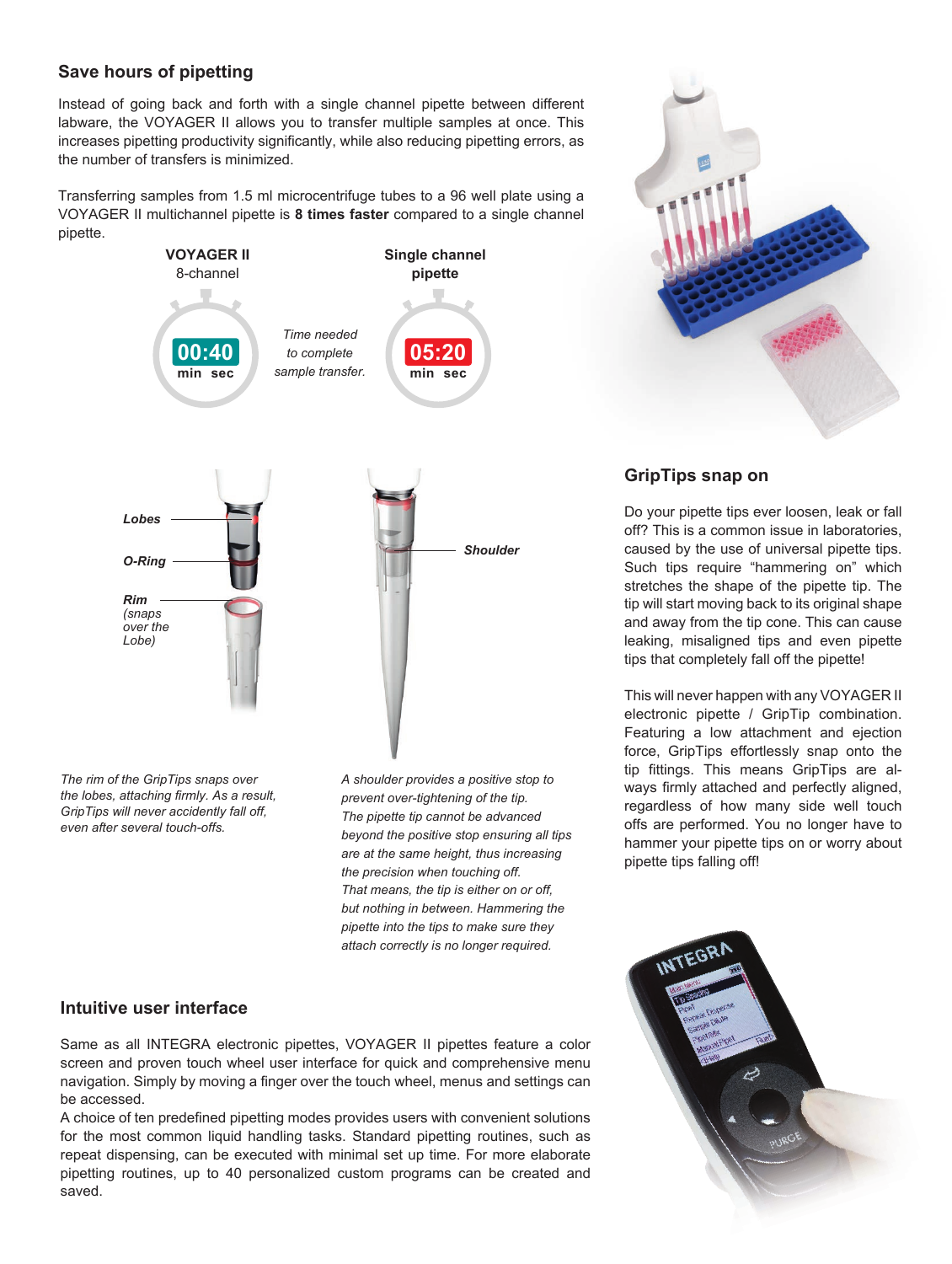## Save hours of pipetting

Instead of going back and forth with a single channel pipette between different labware, the VOYAGER II allows you to transfer multiple samples at once. This increases pipetting productivity significantly, while also reducing pipetting errors, as the number of transfers is minimized.

Transferring samples from 1.5 ml microcentrifuge tubes to a 96 well plate using a VOYAGER II multichannel pipette is **8 times faster** compared to a single channel pipette.

**VOYAGER II** 8-channel — 00:40 min sec

*Time needed to complete sample transfer.*

**Single channel pipette** — 05:20 min sec

*Lobes*

*O-Ring*

*Rim (snaps over the Lobe)*

*Shoulder*

*The rim of the GripTips snaps over the lobes, attaching firmly. As a result, GripTips will never accidently fall off, even after several touch-offs.*

*A shoulder provides a positive stop to prevent over-tightening of the tip. The pipette tip cannot be advanced beyond the positive stop ensuring all tips are at the same height, thus increasing the precision when touching off. That means, the tip is either on or off, but nothing in between. Hammering the pipette into the tips to make sure they attach correctly is no longer required.*

## GripTips snap on

Do your pipette tips ever loosen, leak or fall off? This is a common issue in laboratories, caused by the use of universal pipette tips. Such tips require "hammering on" which stretches the shape of the pipette tip. The tip will start moving back to its original shape and away from the tip cone. This can cause leaking, misaligned tips and even pipette tips that completely fall off the pipette!

This will never happen with any VOYAGER II electronic pipette / GripTip combination. Featuring a low attachment and ejection force, GripTips effortlessly snap onto the tip fittings. This means GripTips are always firmly attached and perfectly aligned, regardless of how many side well touch offs are performed. You no longer have to hammer your pipette tips on or worry about pipette tips falling off!

## Intuitive user interface

Same as all INTEGRA electronic pipettes, VOYAGER II pipettes feature a color screen and proven touch wheel user interface for quick and comprehensive menu navigation. Simply by moving a finger over the touch wheel, menus and settings can be accessed.
A choice of ten predefined pipetting modes provides users with convenient solutions for the most common liquid handling tasks. Standard pipetting routines, such as repeat dispensing, can be executed with minimal set up time. For more elaborate pipetting routines, up to 40 personalized custom programs can be created and saved.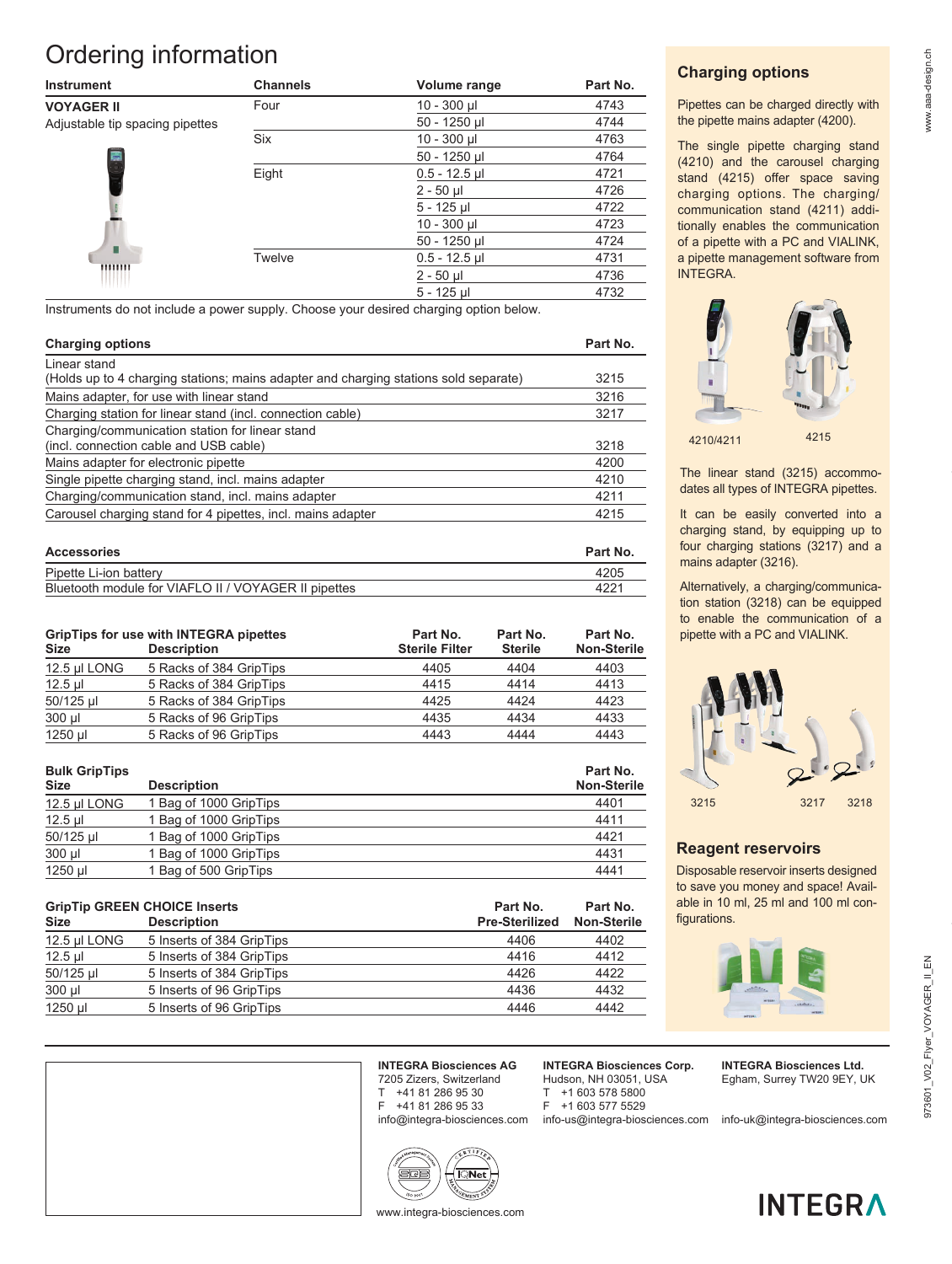# Ordering information

| Instrument | Channels | Volume range | Part No. |
|---|---|---|---|
| **VOYAGER II** | Four | 10 - 300 µl | 4743 |
| Adjustable tip spacing pipettes | | 50 - 1250 µl | 4744 |
| | Six | 10 - 300 µl | 4763 |
| | | 50 - 1250 µl | 4764 |
| | Eight | 0.5 - 12.5 µl | 4721 |
| | | 2 - 50 µl | 4726 |
| | | 5 - 125 µl | 4722 |
| | | 10 - 300 µl | 4723 |
| | | 50 - 1250 µl | 4724 |
| | Twelve | 0.5 - 12.5 µl | 4731 |
| | | 2 - 50 µl | 4736 |
| | | 5 - 125 µl | 4732 |

Instruments do not include a power supply. Choose your desired charging option below.

| Charging options | Part No. |
|---|---|
| Linear stand<br>(Holds up to 4 charging stations; mains adapter and charging stations sold separate) | 3215 |
| Mains adapter, for use with linear stand | 3216 |
| Charging station for linear stand (incl. connection cable) | 3217 |
| Charging/communication station for linear stand<br>(incl. connection cable and USB cable) | 3218 |
| Mains adapter for electronic pipette | 4200 |
| Single pipette charging stand, incl. mains adapter | 4210 |
| Charging/communication stand, incl. mains adapter | 4211 |
| Carousel charging stand for 4 pipettes, incl. mains adapter | 4215 |

| Accessories | Part No. |
|---|---|
| Pipette Li-ion battery | 4205 |
| Bluetooth module for VIAFLO II / VOYAGER II pipettes | 4221 |

| GripTips for use with INTEGRA pipettes<br>Size | Description | Part No.<br>Sterile Filter | Part No.<br>Sterile | Part No.<br>Non-Sterile |
|---|---|---|---|---|
| 12.5 µl LONG | 5 Racks of 384 GripTips | 4405 | 4404 | 4403 |
| 12.5 µl | 5 Racks of 384 GripTips | 4415 | 4414 | 4413 |
| 50/125 µl | 5 Racks of 384 GripTips | 4425 | 4424 | 4423 |
| 300 µl | 5 Racks of 96 GripTips | 4435 | 4434 | 4433 |
| 1250 µl | 5 Racks of 96 GripTips | 4443 | 4444 | 4443 |

| Bulk GripTips<br>Size | Description | Part No.<br>Non-Sterile |
|---|---|---|
| 12.5 µl LONG | 1 Bag of 1000 GripTips | 4401 |
| 12.5 µl | 1 Bag of 1000 GripTips | 4411 |
| 50/125 µl | 1 Bag of 1000 GripTips | 4421 |
| 300 µl | 1 Bag of 1000 GripTips | 4431 |
| 1250 µl | 1 Bag of 500 GripTips | 4441 |

| GripTip GREEN CHOICE Inserts<br>Size | Description | Part No.<br>Pre-Sterilized | Part No.<br>Non-Sterile |
|---|---|---|---|
| 12.5 µl LONG | 5 Inserts of 384 GripTips | 4406 | 4402 |
| 12.5 µl | 5 Inserts of 384 GripTips | 4416 | 4412 |
| 50/125 µl | 5 Inserts of 384 GripTips | 4426 | 4422 |
| 300 µl | 5 Inserts of 96 GripTips | 4436 | 4432 |
| 1250 µl | 5 Inserts of 96 GripTips | 4446 | 4442 |

## Charging options

Pipettes can be charged directly with the pipette mains adapter (4200).

The single pipette charging stand (4210) and the carousel charging stand (4215) offer space saving charging options. The charging/communication stand (4211) additionally enables the communication of a pipette with a PC and VIALINK, a pipette management software from INTEGRA.

4210/4211 4215

The linear stand (3215) accommodates all types of INTEGRA pipettes.

It can be easily converted into a charging stand, by equipping up to four charging stations (3217) and a mains adapter (3216).

Alternatively, a charging/communication station (3218) can be equipped to enable the communication of a pipette with a PC and VIALINK.

3215 3217 3218

## Reagent reservoirs

Disposable reservoir inserts designed to save you money and space! Available in 10 ml, 25 ml and 100 ml configurations.

**INTEGRA Biosciences AG**
7205 Zizers, Switzerland
T +41 81 286 95 30
F +41 81 286 95 33
info@integra-biosciences.com

**INTEGRA Biosciences Corp.**
Hudson, NH 03051, USA
T +1 603 578 5800
F +1 603 577 5529
info-us@integra-biosciences.com

**INTEGRA Biosciences Ltd.**
Egham, Surrey TW20 9EY, UK
info-uk@integra-biosciences.com

www.integra-biosciences.com

INTEGRA

973601_V02_Flyer_VOYAGER_II_EN

www.aaa-design.ch